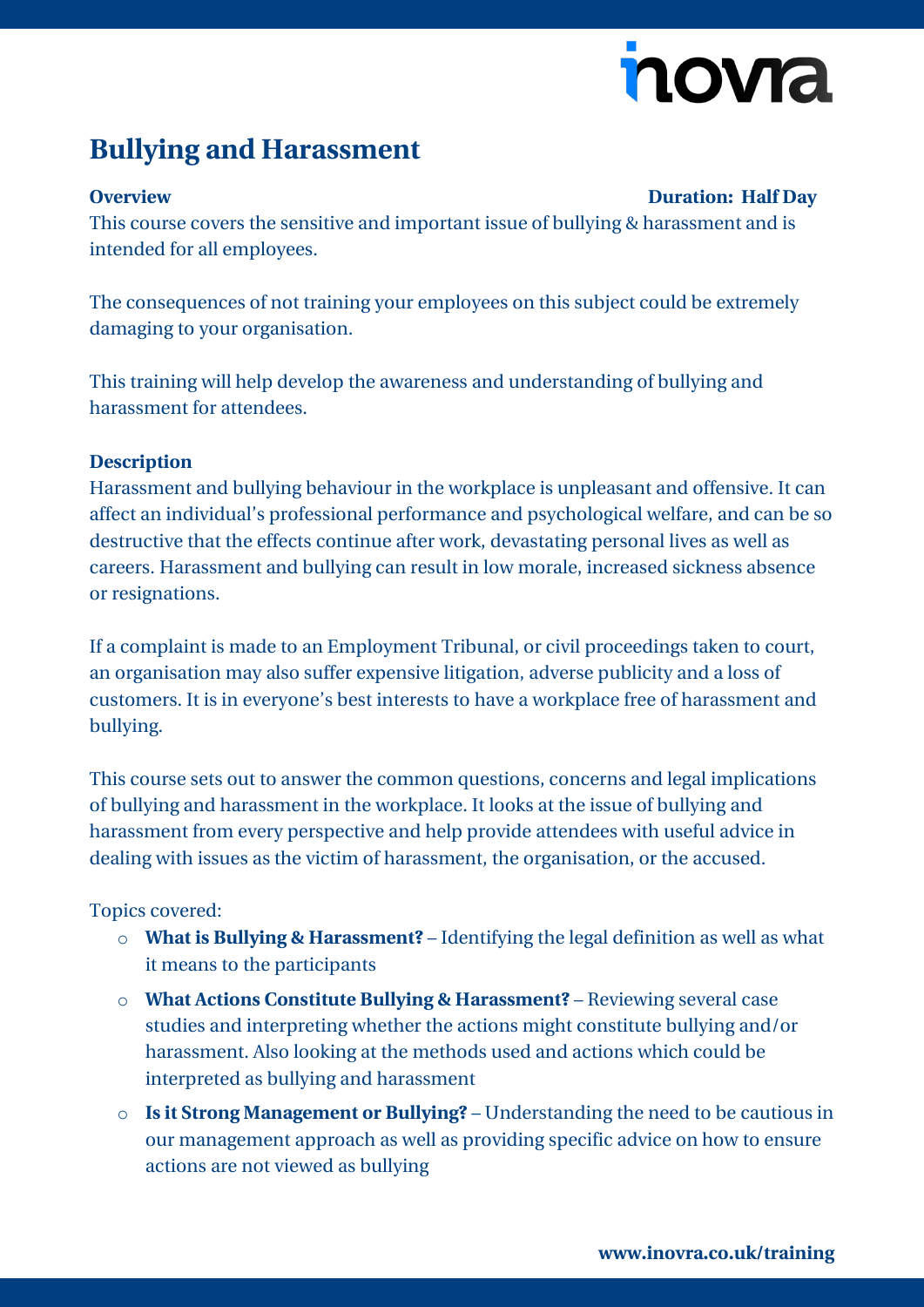# Bullying and Harassment

**Overview** **Duration: Half Day**

This course covers the sensitive and important issue of bullying & harassment and is intended for all employees.

The consequences of not training your employees on this subject could be extremely damaging to your organisation.

This training will help develop the awareness and understanding of bullying and harassment for attendees.

**Description**

Harassment and bullying behaviour in the workplace is unpleasant and offensive. It can affect an individual's professional performance and psychological welfare, and can be so destructive that the effects continue after work, devastating personal lives as well as careers. Harassment and bullying can result in low morale, increased sickness absence or resignations.

If a complaint is made to an Employment Tribunal, or civil proceedings taken to court, an organisation may also suffer expensive litigation, adverse publicity and a loss of customers. It is in everyone's best interests to have a workplace free of harassment and bullying.

This course sets out to answer the common questions, concerns and legal implications of bullying and harassment in the workplace. It looks at the issue of bullying and harassment from every perspective and help provide attendees with useful advice in dealing with issues as the victim of harassment, the organisation, or the accused.

Topics covered:

- **What is Bullying & Harassment?** – Identifying the legal definition as well as what it means to the participants
- **What Actions Constitute Bullying & Harassment?** – Reviewing several case studies and interpreting whether the actions might constitute bullying and/or harassment. Also looking at the methods used and actions which could be interpreted as bullying and harassment
- **Is it Strong Management or Bullying?** – Understanding the need to be cautious in our management approach as well as providing specific advice on how to ensure actions are not viewed as bullying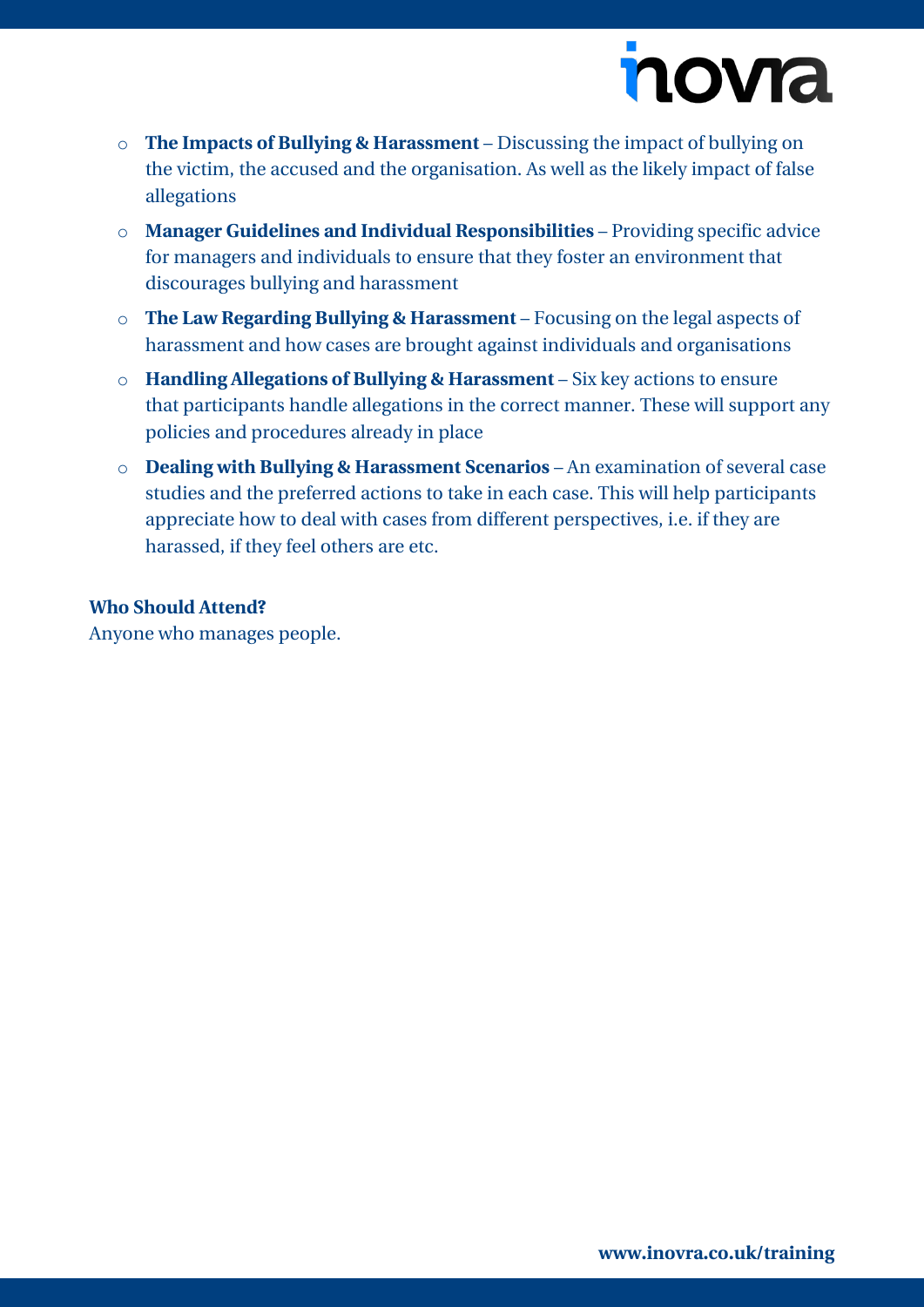- **The Impacts of Bullying & Harassment** – Discussing the impact of bullying on the victim, the accused and the organisation. As well as the likely impact of false allegations
- **Manager Guidelines and Individual Responsibilities** – Providing specific advice for managers and individuals to ensure that they foster an environment that discourages bullying and harassment
- **The Law Regarding Bullying & Harassment** – Focusing on the legal aspects of harassment and how cases are brought against individuals and organisations
- **Handling Allegations of Bullying & Harassment** – Six key actions to ensure that participants handle allegations in the correct manner. These will support any policies and procedures already in place
- **Dealing with Bullying & Harassment Scenarios** – An examination of several case studies and the preferred actions to take in each case. This will help participants appreciate how to deal with cases from different perspectives, i.e. if they are harassed, if they feel others are etc.

**Who Should Attend?**

Anyone who manages people.